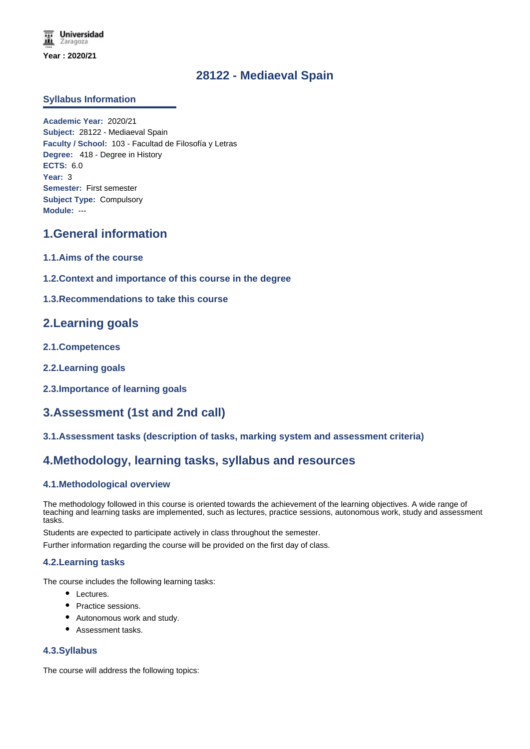Universidad Zaragoza

**Year : 2020/21**

# 28122 - Mediaeval Spain

## Syllabus Information

**Academic Year:** 2020/21
**Subject:** 28122 - Mediaeval Spain
**Faculty / School:** 103 - Facultad de Filosofía y Letras
**Degree:** 418 - Degree in History
**ECTS:** 6.0
**Year:** 3
**Semester:** First semester
**Subject Type:** Compulsory
**Module:** ---

## 1.General information

### 1.1.Aims of the course

### 1.2.Context and importance of this course in the degree

### 1.3.Recommendations to take this course

## 2.Learning goals

### 2.1.Competences

### 2.2.Learning goals

### 2.3.Importance of learning goals

## 3.Assessment (1st and 2nd call)

### 3.1.Assessment tasks (description of tasks, marking system and assessment criteria)

## 4.Methodology, learning tasks, syllabus and resources

### 4.1.Methodological overview

The methodology followed in this course is oriented towards the achievement of the learning objectives. A wide range of teaching and learning tasks are implemented, such as lectures, practice sessions, autonomous work, study and assessment tasks.

Students are expected to participate actively in class throughout the semester.

Further information regarding the course will be provided on the first day of class.

### 4.2.Learning tasks

The course includes the following learning tasks:

- Lectures.
- Practice sessions.
- Autonomous work and study.
- Assessment tasks.

### 4.3.Syllabus

The course will address the following topics: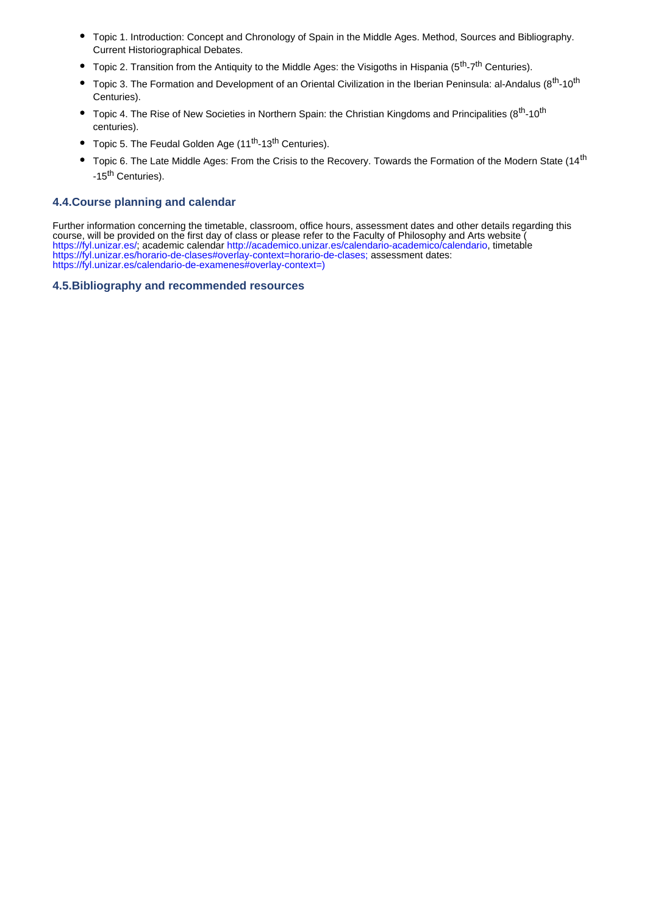- Topic 1. Introduction: Concept and Chronology of Spain in the Middle Ages. Method, Sources and Bibliography. Current Historiographical Debates.
- Topic 2. Transition from the Antiquity to the Middle Ages: the Visigoths in Hispania (5$^{th}$-7$^{th}$ Centuries).
- Topic 3. The Formation and Development of an Oriental Civilization in the Iberian Peninsula: al-Andalus (8$^{th}$-10$^{th}$ Centuries).
- Topic 4. The Rise of New Societies in Northern Spain: the Christian Kingdoms and Principalities (8$^{th}$-10$^{th}$ centuries).
- Topic 5. The Feudal Golden Age (11$^{th}$-13$^{th}$ Centuries).
- Topic 6. The Late Middle Ages: From the Crisis to the Recovery. Towards the Formation of the Modern State (14$^{th}$ -15$^{th}$ Centuries).

### 4.4.Course planning and calendar

Further information concerning the timetable, classroom, office hours, assessment dates and other details regarding this course, will be provided on the first day of class or please refer to the Faculty of Philosophy and Arts website ( https://fyl.unizar.es/; academic calendar http://academico.unizar.es/calendario-academico/calendario, timetable https://fyl.unizar.es/horario-de-clases#overlay-context=horario-de-clases; assessment dates: https://fyl.unizar.es/calendario-de-examenes#overlay-context=)

### 4.5.Bibliography and recommended resources